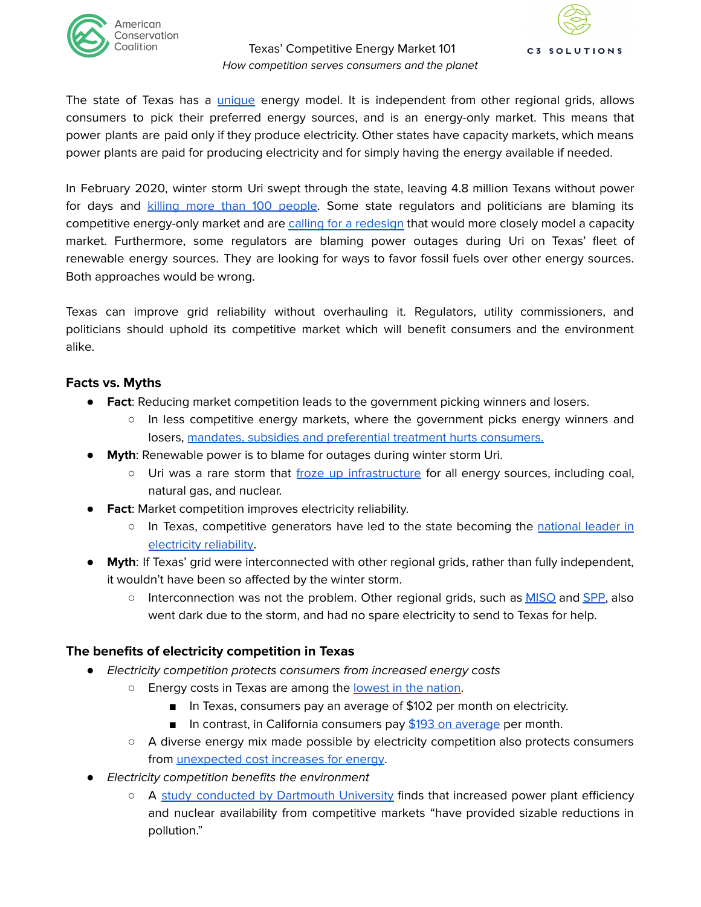American Conservation Coalition

C3 SOLUTIONS

# Texas' Competitive Energy Market 101

*How competition serves consumers and the planet*

The state of Texas has a unique energy model. It is independent from other regional grids, allows consumers to pick their preferred energy sources, and is an energy-only market. This means that power plants are paid only if they produce electricity. Other states have capacity markets, which means power plants are paid for producing electricity and for simply having the energy available if needed.

In February 2020, winter storm Uri swept through the state, leaving 4.8 million Texans without power for days and killing more than 100 people. Some state regulators and politicians are blaming its competitive energy-only market and are calling for a redesign that would more closely model a capacity market. Furthermore, some regulators are blaming power outages during Uri on Texas' fleet of renewable energy sources. They are looking for ways to favor fossil fuels over other energy sources. Both approaches would be wrong.

Texas can improve grid reliability without overhauling it. Regulators, utility commissioners, and politicians should uphold its competitive market which will benefit consumers and the environment alike.

## Facts vs. Myths

- **Fact**: Reducing market competition leads to the government picking winners and losers.
  - In less competitive energy markets, where the government picks energy winners and losers, mandates, subsidies and preferential treatment hurts consumers.
- **Myth**: Renewable power is to blame for outages during winter storm Uri.
  - Uri was a rare storm that froze up infrastructure for all energy sources, including coal, natural gas, and nuclear.
- **Fact**: Market competition improves electricity reliability.
  - In Texas, competitive generators have led to the state becoming the national leader in electricity reliability.
- **Myth**: If Texas' grid were interconnected with other regional grids, rather than fully independent, it wouldn't have been so affected by the winter storm.
  - Interconnection was not the problem. Other regional grids, such as MISO and SPP, also went dark due to the storm, and had no spare electricity to send to Texas for help.

## The benefits of electricity competition in Texas

- *Electricity competition protects consumers from increased energy costs*
  - Energy costs in Texas are among the lowest in the nation.
    - In Texas, consumers pay an average of $102 per month on electricity.
    - In contrast, in California consumers pay $193 on average per month.
  - A diverse energy mix made possible by electricity competition also protects consumers from unexpected cost increases for energy.
- *Electricity competition benefits the environment*
  - A study conducted by Dartmouth University finds that increased power plant efficiency and nuclear availability from competitive markets "have provided sizable reductions in pollution."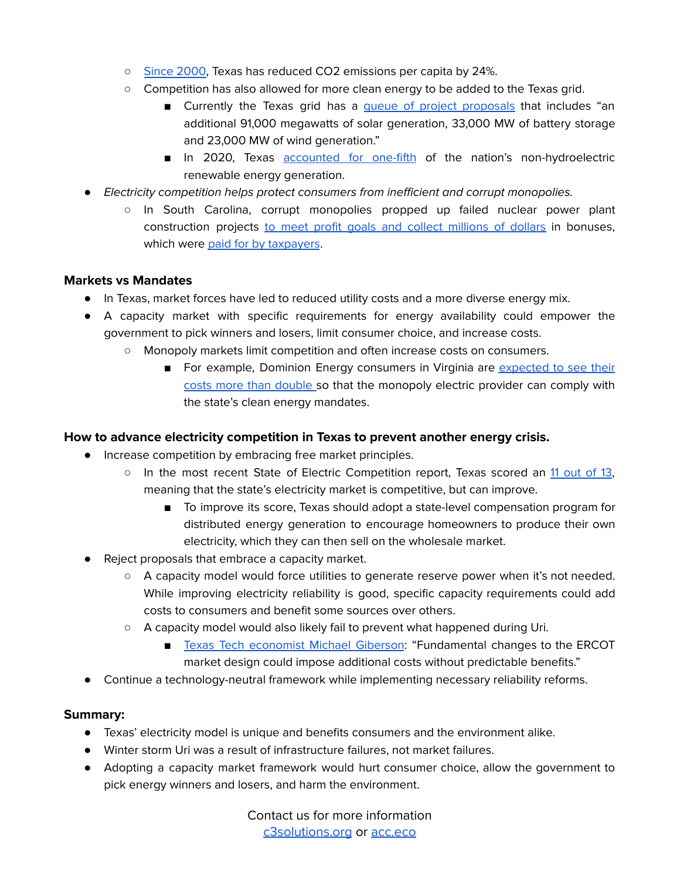- Since 2000, Texas has reduced $CO_2$ emissions per capita by 24%.
  - Competition has also allowed for more clean energy to be added to the Texas grid.
    - Currently the Texas grid has a queue of project proposals that includes "an additional 91,000 megawatts of solar generation, 33,000 MW of battery storage and 23,000 MW of wind generation."
    - In 2020, Texas accounted for one-fifth of the nation's non-hydroelectric renewable energy generation.
- *Electricity competition helps protect consumers from inefficient and corrupt monopolies.*
  - In South Carolina, corrupt monopolies propped up failed nuclear power plant construction projects to meet profit goals and collect millions of dollars in bonuses, which were paid for by taxpayers.

**Markets vs Mandates**

- In Texas, market forces have led to reduced utility costs and a more diverse energy mix.
- A capacity market with specific requirements for energy availability could empower the government to pick winners and losers, limit consumer choice, and increase costs.
  - Monopoly markets limit competition and often increase costs on consumers.
    - For example, Dominion Energy consumers in Virginia are expected to see their costs more than double so that the monopoly electric provider can comply with the state's clean energy mandates.

**How to advance electricity competition in Texas to prevent another energy crisis.**

- Increase competition by embracing free market principles.
  - In the most recent State of Electric Competition report, Texas scored an 11 out of 13, meaning that the state's electricity market is competitive, but can improve.
    - To improve its score, Texas should adopt a state-level compensation program for distributed energy generation to encourage homeowners to produce their own electricity, which they can then sell on the wholesale market.
- Reject proposals that embrace a capacity market.
  - A capacity model would force utilities to generate reserve power when it's not needed. While improving electricity reliability is good, specific capacity requirements could add costs to consumers and benefit some sources over others.
  - A capacity model would also likely fail to prevent what happened during Uri.
    - Texas Tech economist Michael Giberson: "Fundamental changes to the ERCOT market design could impose additional costs without predictable benefits."
- Continue a technology-neutral framework while implementing necessary reliability reforms.

**Summary:**

- Texas' electricity model is unique and benefits consumers and the environment alike.
- Winter storm Uri was a result of infrastructure failures, not market failures.
- Adopting a capacity market framework would hurt consumer choice, allow the government to pick energy winners and losers, and harm the environment.

Contact us for more information
c3solutions.org or acc.eco